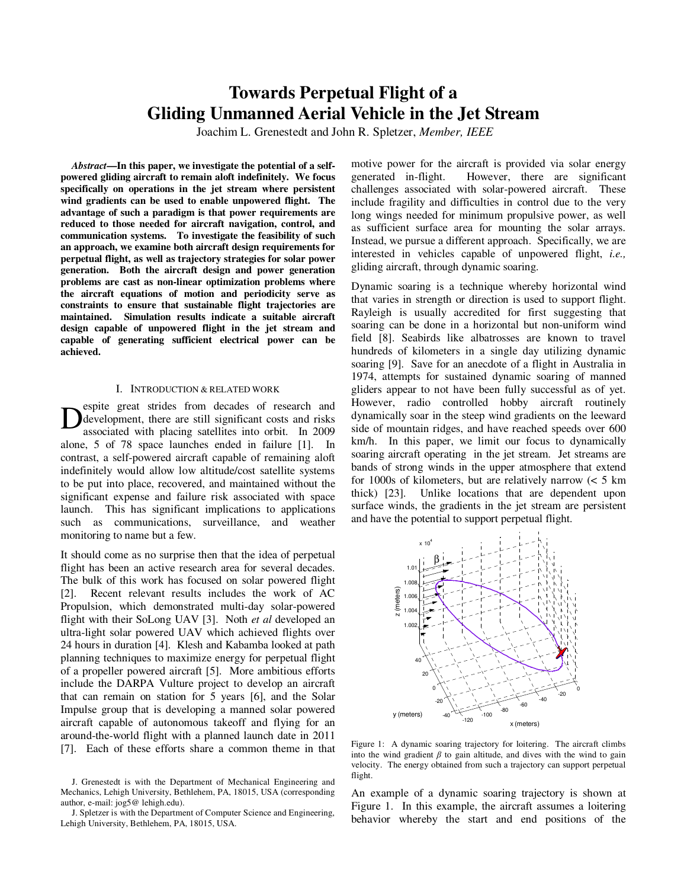# Towards Perpetual Flight of a Gliding Unmanned Aerial Vehicle in the Jet Stream

Joachim L. Grenestedt and John R. Spletzer, *Member, IEEE*

***Abstract*—In this paper, we investigate the potential of a self-powered gliding aircraft to remain aloft indefinitely. We focus specifically on operations in the jet stream where persistent wind gradients can be used to enable unpowered flight. The advantage of such a paradigm is that power requirements are reduced to those needed for aircraft navigation, control, and communication systems. To investigate the feasibility of such an approach, we examine both aircraft design requirements for perpetual flight, as well as trajectory strategies for solar power generation. Both the aircraft design and power generation problems are cast as non-linear optimization problems where the aircraft equations of motion and periodicity serve as constraints to ensure that sustainable flight trajectories are maintained. Simulation results indicate a suitable aircraft design capable of unpowered flight in the jet stream and capable of generating sufficient electrical power can be achieved.**

## I. Introduction & Related Work

Despite great strides from decades of research and development, there are still significant costs and risks associated with placing satellites into orbit. In 2009 alone, 5 of 78 space launches ended in failure [1]. In contrast, a self-powered aircraft capable of remaining aloft indefinitely would allow low altitude/cost satellite systems to be put into place, recovered, and maintained without the significant expense and failure risk associated with space launch. This has significant implications to applications such as communications, surveillance, and weather monitoring to name but a few.

It should come as no surprise then that the idea of perpetual flight has been an active research area for several decades. The bulk of this work has focused on solar powered flight [2]. Recent relevant results includes the work of AC Propulsion, which demonstrated multi-day solar-powered flight with their SoLong UAV [3]. Noth *et al* developed an ultra-light solar powered UAV which achieved flights over 24 hours in duration [4]. Klesh and Kabamba looked at path planning techniques to maximize energy for perpetual flight of a propeller powered aircraft [5]. More ambitious efforts include the DARPA Vulture project to develop an aircraft that can remain on station for 5 years [6], and the Solar Impulse group that is developing a manned solar powered aircraft capable of autonomous takeoff and flying for an around-the-world flight with a planned launch date in 2011 [7]. Each of these efforts share a common theme in that motive power for the aircraft is provided via solar energy generated in-flight. However, there are significant challenges associated with solar-powered aircraft. These include fragility and difficulties in control due to the very long wings needed for minimum propulsive power, as well as sufficient surface area for mounting the solar arrays. Instead, we pursue a different approach. Specifically, we are interested in vehicles capable of unpowered flight, *i.e.,* gliding aircraft, through dynamic soaring.

Dynamic soaring is a technique whereby horizontal wind that varies in strength or direction is used to support flight. Rayleigh is usually accredited for first suggesting that soaring can be done in a horizontal but non-uniform wind field [8]. Seabirds like albatrosses are known to travel hundreds of kilometers in a single day utilizing dynamic soaring [9]. Save for an anecdote of a flight in Australia in 1974, attempts for sustained dynamic soaring of manned gliders appear to not have been fully successful as of yet. However, radio controlled hobby aircraft routinely dynamically soar in the steep wind gradients on the leeward side of mountain ridges, and have reached speeds over 600 km/h. In this paper, we limit our focus to dynamically soaring aircraft operating in the jet stream. Jet streams are bands of strong winds in the upper atmosphere that extend for 1000s of kilometers, but are relatively narrow (< 5 km thick) [23]. Unlike locations that are dependent upon surface winds, the gradients in the jet stream are persistent and have the potential to support perpetual flight.

Figure 1: A dynamic soaring trajectory for loitering. The aircraft climbs into the wind gradient $\beta$ to gain altitude, and dives with the wind to gain velocity. The energy obtained from such a trajectory can support perpetual flight.

An example of a dynamic soaring trajectory is shown at Figure 1. In this example, the aircraft assumes a loitering behavior whereby the start and end positions of the

J. Grenestedt is with the Department of Mechanical Engineering and Mechanics, Lehigh University, Bethlehem, PA, 18015, USA (corresponding author, e-mail: jog5@ lehigh.edu).

J. Spletzer is with the Department of Computer Science and Engineering, Lehigh University, Bethlehem, PA, 18015, USA.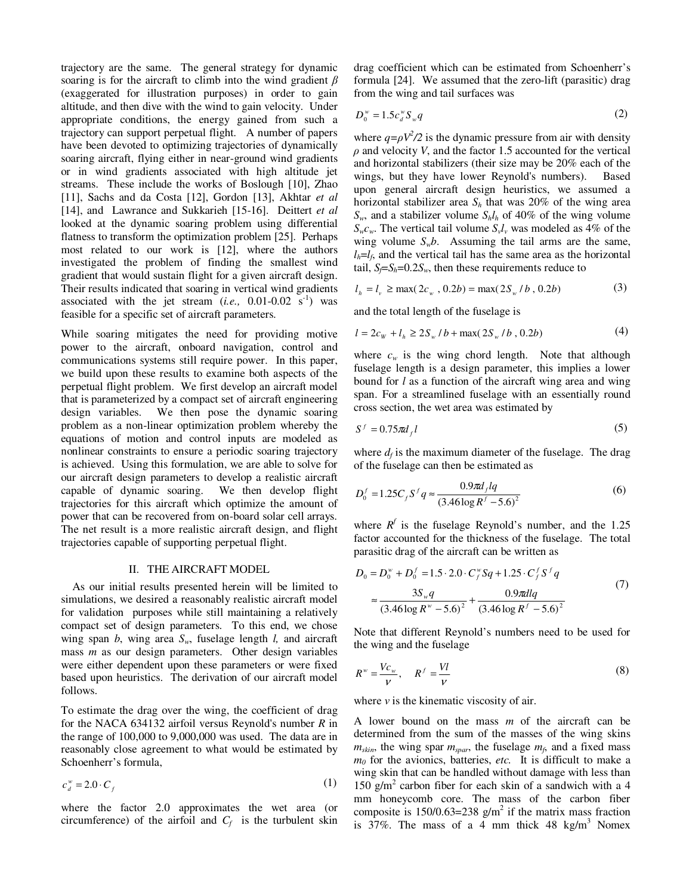trajectory are the same. The general strategy for dynamic soaring is for the aircraft to climb into the wind gradient $\beta$ (exaggerated for illustration purposes) in order to gain altitude, and then dive with the wind to gain velocity. Under appropriate conditions, the energy gained from such a trajectory can support perpetual flight. A number of papers have been devoted to optimizing trajectories of dynamically soaring aircraft, flying either in near-ground wind gradients or in wind gradients associated with high altitude jet streams. These include the works of Boslough [10], Zhao [11], Sachs and da Costa [12], Gordon [13], Akhtar *et al* [14], and Lawrance and Sukkarieh [15-16]. Deittert *et al* looked at the dynamic soaring problem using differential flatness to transform the optimization problem [25]. Perhaps most related to our work is [12], where the authors investigated the problem of finding the smallest wind gradient that would sustain flight for a given aircraft design. Their results indicated that soaring in vertical wind gradients associated with the jet stream (*i.e.,* 0.01-0.02 $s^{-1}$) was feasible for a specific set of aircraft parameters.

While soaring mitigates the need for providing motive power to the aircraft, onboard navigation, control and communications systems still require power. In this paper, we build upon these results to examine both aspects of the perpetual flight problem. We first develop an aircraft model that is parameterized by a compact set of aircraft engineering design variables. We then pose the dynamic soaring problem as a non-linear optimization problem whereby the equations of motion and control inputs are modeled as nonlinear constraints to ensure a periodic soaring trajectory is achieved. Using this formulation, we are able to solve for our aircraft design parameters to develop a realistic aircraft capable of dynamic soaring. We then develop flight trajectories for this aircraft which optimize the amount of power that can be recovered from on-board solar cell arrays. The net result is a more realistic aircraft design, and flight trajectories capable of supporting perpetual flight.

## II. THE AIRCRAFT MODEL

As our initial results presented herein will be limited to simulations, we desired a reasonably realistic aircraft model for validation purposes while still maintaining a relatively compact set of design parameters. To this end, we chose wing span $b$, wing area $S_w$, fuselage length $l$, and aircraft mass $m$ as our design parameters. Other design variables were either dependent upon these parameters or were fixed based upon heuristics. The derivation of our aircraft model follows.

To estimate the drag over the wing, the coefficient of drag for the NACA 634132 airfoil versus Reynold's number $R$ in the range of 100,000 to 9,000,000 was used. The data are in reasonably close agreement to what would be estimated by Schoenherr's formula,

$$c_d^w = 2.0 \cdot C_f \tag{1}$$

where the factor 2.0 approximates the wet area (or circumference) of the airfoil and $C_f$ is the turbulent skin drag coefficient which can be estimated from Schoenherr's formula [24]. We assumed that the zero-lift (parasitic) drag from the wing and tail surfaces was

$$D_0^w = 1.5 c_d^w S_w q \tag{2}$$

where $q=\rho V^2/2$ is the dynamic pressure from air with density $\rho$ and velocity $V$, and the factor 1.5 accounted for the vertical and horizontal stabilizers (their size may be 20% each of the wings, but they have lower Reynold's numbers). Based upon general aircraft design heuristics, we assumed a horizontal stabilizer area $S_h$ that was 20% of the wing area $S_w$, and a stabilizer volume $S_h l_h$ of 40% of the wing volume $S_w c_w$. The vertical tail volume $S_v l_v$ was modeled as 4% of the wing volume $S_w b$. Assuming the tail arms are the same, $l_h = l_f$, and the vertical tail has the same area as the horizontal tail, $S_f = S_h = 0.2 S_w$, then these requirements reduce to

$$l_h = l_v \geq \max(2c_w \, , 0.2b) = \max(2S_w / b \, , 0.2b) \tag{3}$$

and the total length of the fuselage is

$$l = 2c_W + l_h \geq 2S_w / b + \max(2S_w / b \, , 0.2b) \tag{4}$$

where $c_w$ is the wing chord length. Note that although fuselage length is a design parameter, this implies a lower bound for $l$ as a function of the aircraft wing area and wing span. For a streamlined fuselage with an essentially round cross section, the wet area was estimated by

$$S^f = 0.75\pi d_f l \tag{5}$$

where $d_f$ is the maximum diameter of the fuselage. The drag of the fuselage can then be estimated as

$$D_0^f = 1.25 C_f S^f q \approx \frac{0.9\pi d_f l q}{(3.46 \log R^f - 5.6)^2} \tag{6}$$

where $R^f$ is the fuselage Reynold's number, and the 1.25 factor accounted for the thickness of the fuselage. The total parasitic drag of the aircraft can be written as

$$\begin{aligned} D_0 = D_0^w + D_0^f &= 1.5 \cdot 2.0 \cdot C_f^w S q + 1.25 \cdot C_f^f S^f q \\ &\approx \frac{3 S_w q}{(3.46 \log R^w - 5.6)^2} + \frac{0.9\pi d l q}{(3.46 \log R^f - 5.6)^2} \end{aligned} \tag{7}$$

Note that different Reynold's numbers need to be used for the wing and the fuselage

$$R^w = \frac{V c_w}{\nu}, \quad R^f = \frac{Vl}{\nu} \tag{8}$$

where $\nu$ is the kinematic viscosity of air.

A lower bound on the mass $m$ of the aircraft can be determined from the sum of the masses of the wing skins $m_{skin}$, the wing spar $m_{spar}$, the fuselage $m_f$, and a fixed mass $m_0$ for the avionics, batteries, *etc.* It is difficult to make a wing skin that can be handled without damage with less than 150 g/m$^2$ carbon fiber for each skin of a sandwich with a 4 mm honeycomb core. The mass of the carbon fiber composite is 150/0.63=238 g/m$^2$ if the matrix mass fraction is 37%. The mass of a 4 mm thick 48 kg/m$^3$ Nomex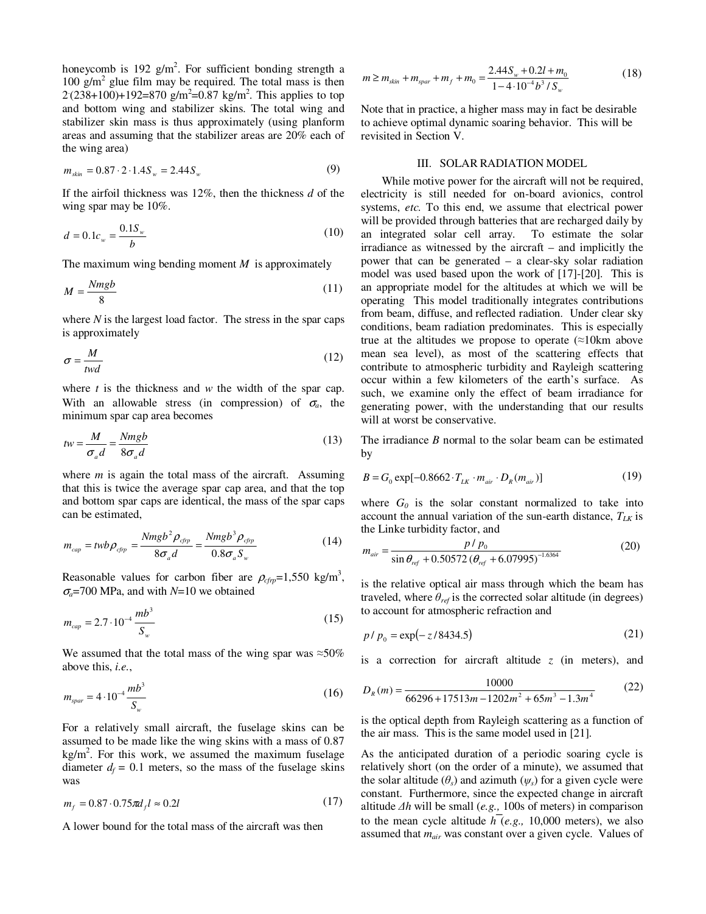honeycomb is 192 g/m$^2$. For sufficient bonding strength a 100 g/m$^2$ glue film may be required. The total mass is then $2\cdot(238+100)+192=870$ g/m$^2$=0.87 kg/m$^2$. This applies to top and bottom wing and stabilizer skins. The total wing and stabilizer skin mass is thus approximately (using planform areas and assuming that the stabilizer areas are 20% each of the wing area)

$$m_{skin} = 0.87 \cdot 2 \cdot 1.4 S_w = 2.44 S_w \tag{9}$$

If the airfoil thickness was 12%, then the thickness $d$ of the wing spar may be 10%.

$$d = 0.1 c_w = \frac{0.1 S_w}{b} \tag{10}$$

The maximum wing bending moment $M$ is approximately

$$M = \frac{Nmgb}{8} \tag{11}$$

where $N$ is the largest load factor. The stress in the spar caps is approximately

$$\sigma = \frac{M}{twd} \tag{12}$$

where $t$ is the thickness and $w$ the width of the spar cap. With an allowable stress (in compression) of $\sigma_a$, the minimum spar cap area becomes

$$tw = \frac{M}{\sigma_a d} = \frac{Nmgb}{8\sigma_a d} \tag{13}$$

where $m$ is again the total mass of the aircraft. Assuming that this is twice the average spar cap area, and that the top and bottom spar caps are identical, the mass of the spar caps can be estimated,

$$m_{cap} = twb\rho_{cfrp} = \frac{Nmgb^2\rho_{cfrp}}{8\sigma_a d} = \frac{Nmgb^3\rho_{cfrp}}{0.8\sigma_a S_w} \tag{14}$$

Reasonable values for carbon fiber are $\rho_{cfrp}$=1,550 kg/m$^3$, $\sigma_a$=700 MPa, and with $N$=10 we obtained

$$m_{cap} = 2.7 \cdot 10^{-4} \frac{mb^3}{S_w} \tag{15}$$

We assumed that the total mass of the wing spar was ≈50% above this, *i.e.*,

$$m_{spar} = 4 \cdot 10^{-4} \frac{mb^3}{S_w} \tag{16}$$

For a relatively small aircraft, the fuselage skins can be assumed to be made like the wing skins with a mass of 0.87 kg/m$^2$. For this work, we assumed the maximum fuselage diameter $d_f$ = 0.1 meters, so the mass of the fuselage skins was

$$m_f = 0.87 \cdot 0.75\pi d_f l \approx 0.2l \tag{17}$$

A lower bound for the total mass of the aircraft was then

$$m \geq m_{skin} + m_{spar} + m_f + m_0 = \frac{2.44 S_w + 0.2l + m_0}{1 - 4\cdot 10^{-4} b^3 / S_w} \tag{18}$$

Note that in practice, a higher mass may in fact be desirable to achieve optimal dynamic soaring behavior. This will be revisited in Section V.

## III. Solar Radiation Model

While motive power for the aircraft will not be required, electricity is still needed for on-board avionics, control systems, *etc.* To this end, we assume that electrical power will be provided through batteries that are recharged daily by an integrated solar cell array. To estimate the solar irradiance as witnessed by the aircraft – and implicitly the power that can be generated – a clear-sky solar radiation model was used based upon the work of [17]-[20]. This is an appropriate model for the altitudes at which we will be operating This model traditionally integrates contributions from beam, diffuse, and reflected radiation. Under clear sky conditions, beam radiation predominates. This is especially true at the altitudes we propose to operate (≈10km above mean sea level), as most of the scattering effects that contribute to atmospheric turbidity and Rayleigh scattering occur within a few kilometers of the earth's surface. As such, we examine only the effect of beam irradiance for generating power, with the understanding that our results will at worst be conservative.

The irradiance $B$ normal to the solar beam can be estimated by

$$B = G_0 \exp[-0.8662 \cdot T_{LK} \cdot m_{air} \cdot D_R(m_{air})] \tag{19}$$

where $G_0$ is the solar constant normalized to take into account the annual variation of the sun-earth distance, $T_{LK}$ is the Linke turbidity factor, and

$$m_{air} = \frac{p/p_0}{\sin\theta_{ref} + 0.50572(\theta_{ref} + 6.07995)^{-1.6364}} \tag{20}$$

is the relative optical air mass through which the beam has traveled, where $\theta_{ref}$ is the corrected solar altitude (in degrees) to account for atmospheric refraction and

$$p/p_0 = \exp(-z/8434.5) \tag{21}$$

is a correction for aircraft altitude $z$ (in meters), and

$$D_R(m) = \frac{10000}{66296 + 17513m - 1202m^2 + 65m^3 - 1.3m^4} \tag{22}$$

is the optical depth from Rayleigh scattering as a function of the air mass. This is the same model used in [21].

As the anticipated duration of a periodic soaring cycle is relatively short (on the order of a minute), we assumed that the solar altitude ($\theta_s$) and azimuth ($\psi_s$) for a given cycle were constant. Furthermore, since the expected change in aircraft altitude $\Delta h$ will be small (*e.g.,* 100s of meters) in comparison to the mean cycle altitude $\bar{h}$ (*e.g.,* 10,000 meters), we also assumed that $m_{air}$ was constant over a given cycle. Values of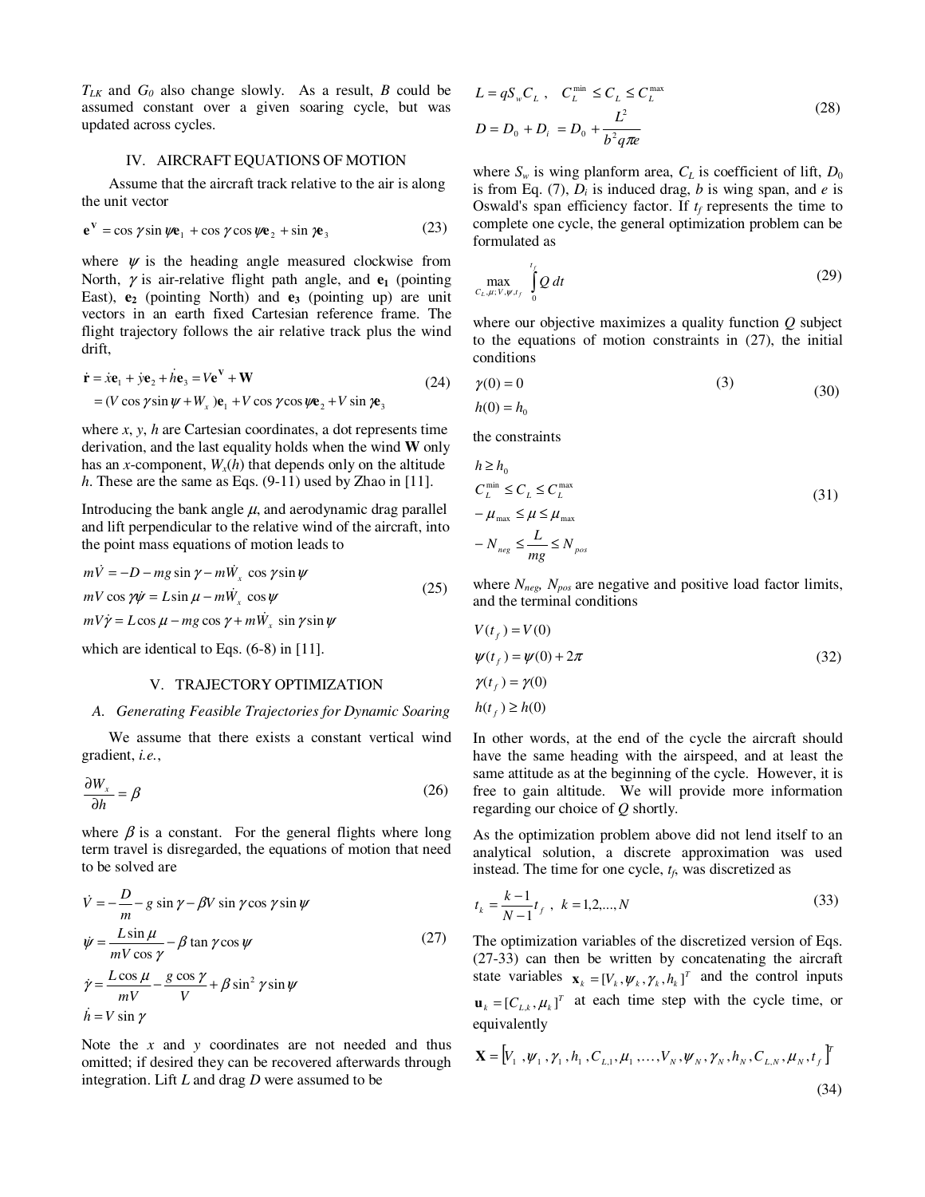$T_{LK}$ and $G_0$ also change slowly. As a result, $B$ could be assumed constant over a given soaring cycle, but was updated across cycles.

## IV. AIRCRAFT EQUATIONS OF MOTION

Assume that the aircraft track relative to the air is along the unit vector

$$\mathbf{e}^{\mathbf{V}} = \cos\gamma\sin\psi\mathbf{e}_1 + \cos\gamma\cos\psi\mathbf{e}_2 + \sin\gamma\mathbf{e}_3 \tag{23}$$

where $\psi$ is the heading angle measured clockwise from North, $\gamma$ is air-relative flight path angle, and $\mathbf{e_1}$ (pointing East), $\mathbf{e_2}$ (pointing North) and $\mathbf{e_3}$ (pointing up) are unit vectors in an earth fixed Cartesian reference frame. The flight trajectory follows the air relative track plus the wind drift,

$$\begin{aligned}\dot{\mathbf{r}} &= \dot{x}\mathbf{e}_1 + \dot{y}\mathbf{e}_2 + \dot{h}\mathbf{e}_3 = V\mathbf{e}^{\mathbf{V}} + \mathbf{W} \\ &= (V\cos\gamma\sin\psi + W_x)\mathbf{e}_1 + V\cos\gamma\cos\psi\mathbf{e}_2 + V\sin\gamma\mathbf{e}_3\end{aligned} \tag{24}$$

where $x$, $y$, $h$ are Cartesian coordinates, a dot represents time derivation, and the last equality holds when the wind $\mathbf{W}$ only has an $x$-component, $W_x(h)$ that depends only on the altitude $h$. These are the same as Eqs. (9-11) used by Zhao in [11].

Introducing the bank angle $\mu$, and aerodynamic drag parallel and lift perpendicular to the relative wind of the aircraft, into the point mass equations of motion leads to

$$\begin{aligned}m\dot{V} &= -D - mg\sin\gamma - m\dot{W}_x\cos\gamma\sin\psi \\ mV\cos\gamma\dot{\psi} &= L\sin\mu - m\dot{W}_x\cos\psi \\ mV\dot{\gamma} &= L\cos\mu - mg\cos\gamma + m\dot{W}_x\sin\gamma\sin\psi\end{aligned} \tag{25}$$

which are identical to Eqs. (6-8) in [11].

## V. TRAJECTORY OPTIMIZATION

### A. Generating Feasible Trajectories for Dynamic Soaring

We assume that there exists a constant vertical wind gradient, *i.e.*,

$$\frac{\partial W_x}{\partial h} = \beta \tag{26}$$

where $\beta$ is a constant. For the general flights where long term travel is disregarded, the equations of motion that need to be solved are

$$\begin{aligned}\dot{V} &= -\frac{D}{m} - g\sin\gamma - \beta V\sin\gamma\cos\gamma\sin\psi \\ \dot{\psi} &= \frac{L\sin\mu}{mV\cos\gamma} - \beta\tan\gamma\cos\psi \\ \dot{\gamma} &= \frac{L\cos\mu}{mV} - \frac{g\cos\gamma}{V} + \beta\sin^2\gamma\sin\psi \\ \dot{h} &= V\sin\gamma\end{aligned} \tag{27}$$

Note the $x$ and $y$ coordinates are not needed and thus omitted; if desired they can be recovered afterwards through integration. Lift $L$ and drag $D$ were assumed to be

$$\begin{aligned}L &= qS_wC_L, \quad C_L^{\min} \le C_L \le C_L^{\max} \\ D &= D_0 + D_i = D_0 + \frac{L^2}{b^2 q\pi e}\end{aligned} \tag{28}$$

where $S_w$ is wing planform area, $C_L$ is coefficient of lift, $D_0$ is from Eq. (7), $D_i$ is induced drag, $b$ is wing span, and $e$ is Oswald's span efficiency factor. If $t_f$ represents the time to complete one cycle, the general optimization problem can be formulated as

$$\max_{C_L,\mu;V,\psi,t_f} \int_0^{t_f} Q\,dt \tag{29}$$

where our objective maximizes a quality function $Q$ subject to the equations of motion constraints in (27), the initial conditions

$$\begin{aligned}\gamma(0) &= 0 \qquad\qquad (3) \\ h(0) &= h_0\end{aligned} \tag{30}$$

the constraints

$$\begin{aligned}& h \ge h_0 \\ & C_L^{\min} \le C_L \le C_L^{\max} \\ & -\mu_{\max} \le \mu \le \mu_{\max} \\ & -N_{neg} \le \frac{L}{mg} \le N_{pos}\end{aligned} \tag{31}$$

where $N_{neg}$, $N_{pos}$ are negative and positive load factor limits, and the terminal conditions

$$\begin{aligned}V(t_f) &= V(0) \\ \psi(t_f) &= \psi(0) + 2\pi \\ \gamma(t_f) &= \gamma(0) \\ h(t_f) &\ge h(0)\end{aligned} \tag{32}$$

In other words, at the end of the cycle the aircraft should have the same heading with the airspeed, and at least the same attitude as at the beginning of the cycle. However, it is free to gain altitude. We will provide more information regarding our choice of $Q$ shortly.

As the optimization problem above did not lend itself to an analytical solution, a discrete approximation was used instead. The time for one cycle, $t_f$, was discretized as

$$t_k = \frac{k-1}{N-1}t_f, \quad k = 1,2,\ldots,N \tag{33}$$

The optimization variables of the discretized version of Eqs. (27-33) can then be written by concatenating the aircraft state variables $\mathbf{x}_k = [V_k, \psi_k, \gamma_k, h_k]^T$ and the control inputs $\mathbf{u}_k = [C_{L,k}, \mu_k]^T$ at each time step with the cycle time, or equivalently

$$\mathbf{X} = \left[V_1, \psi_1, \gamma_1, h_1, C_{L,1}, \mu_1, \ldots, V_N, \psi_N, \gamma_N, h_N, C_{L,N}, \mu_N, t_f\right]^T \tag{34}$$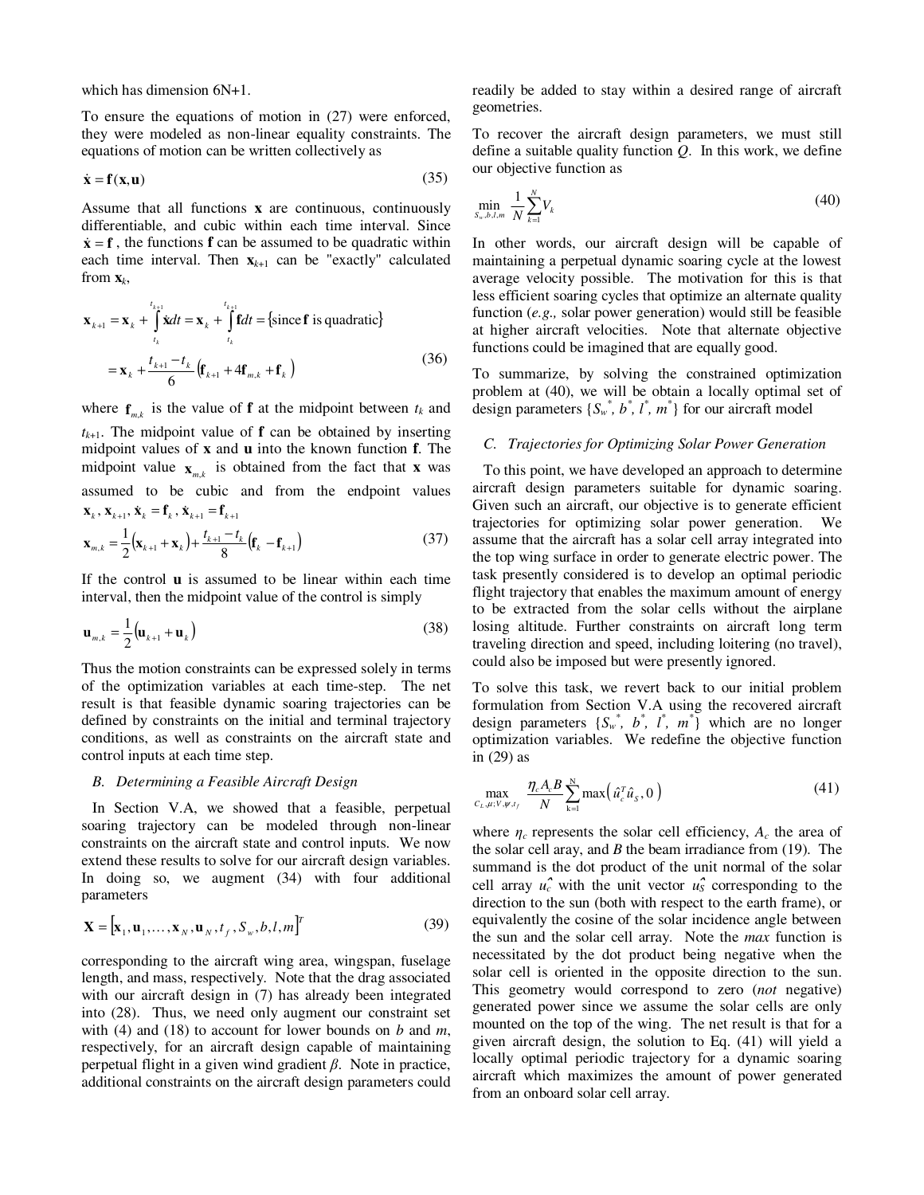which has dimension 6N+1.

To ensure the equations of motion in (27) were enforced, they were modeled as non-linear equality constraints. The equations of motion can be written collectively as

$$\dot{\mathbf{x}} = \mathbf{f}(\mathbf{x}, \mathbf{u}) \tag{35}$$

Assume that all functions $\mathbf{x}$ are continuous, continuously differentiable, and cubic within each time interval. Since $\dot{\mathbf{x}} = \mathbf{f}$, the functions $\mathbf{f}$ can be assumed to be quadratic within each time interval. Then $\mathbf{x}_{k+1}$ can be "exactly" calculated from $\mathbf{x}_k$,

$$\begin{aligned}\mathbf{x}_{k+1} &= \mathbf{x}_k + \int_{t_k}^{t_{k+1}} \dot{\mathbf{x}} dt = \mathbf{x}_k + \int_{t_k}^{t_{k+1}} \mathbf{f} dt = \{\text{since } \mathbf{f} \text{ is quadratic}\} \\ &= \mathbf{x}_k + \frac{t_{k+1} - t_k}{6}\left(\mathbf{f}_{k+1} + 4\mathbf{f}_{m,k} + \mathbf{f}_k\right)\end{aligned} \tag{36}$$

where $\mathbf{f}_{m,k}$ is the value of $\mathbf{f}$ at the midpoint between $t_k$ and $t_{k+1}$. The midpoint value of $\mathbf{f}$ can be obtained by inserting midpoint values of $\mathbf{x}$ and $\mathbf{u}$ into the known function $\mathbf{f}$. The midpoint value $\mathbf{x}_{m,k}$ is obtained from the fact that $\mathbf{x}$ was assumed to be cubic and from the endpoint values $\mathbf{x}_k, \mathbf{x}_{k+1}, \dot{\mathbf{x}}_k = \mathbf{f}_k, \dot{\mathbf{x}}_{k+1} = \mathbf{f}_{k+1}$

$$\mathbf{x}_{m,k} = \frac{1}{2}\left(\mathbf{x}_{k+1} + \mathbf{x}_k\right) + \frac{t_{k+1} - t_k}{8}\left(\mathbf{f}_k - \mathbf{f}_{k+1}\right) \tag{37}$$

If the control $\mathbf{u}$ is assumed to be linear within each time interval, then the midpoint value of the control is simply

$$\mathbf{u}_{m,k} = \frac{1}{2}\left(\mathbf{u}_{k+1} + \mathbf{u}_k\right) \tag{38}$$

Thus the motion constraints can be expressed solely in terms of the optimization variables at each time-step. The net result is that feasible dynamic soaring trajectories can be defined by constraints on the initial and terminal trajectory conditions, as well as constraints on the aircraft state and control inputs at each time step.

### *B. Determining a Feasible Aircraft Design*

In Section V.A, we showed that a feasible, perpetual soaring trajectory can be modeled through non-linear constraints on the aircraft state and control inputs. We now extend these results to solve for our aircraft design variables. In doing so, we augment (34) with four additional parameters

$$\mathbf{X} = \left[\mathbf{x}_1, \mathbf{u}_1, \ldots, \mathbf{x}_N, \mathbf{u}_N, t_f, S_w, b, l, m\right]^T \tag{39}$$

corresponding to the aircraft wing area, wingspan, fuselage length, and mass, respectively. Note that the drag associated with our aircraft design in (7) has already been integrated into (28). Thus, we need only augment our constraint set with (4) and (18) to account for lower bounds on $b$ and $m$, respectively, for an aircraft design capable of maintaining perpetual flight in a given wind gradient $\beta$. Note in practice, additional constraints on the aircraft design parameters could readily be added to stay within a desired range of aircraft geometries.

To recover the aircraft design parameters, we must still define a suitable quality function $Q$. In this work, we define our objective function as

$$\min_{S_w, b, l, m} \frac{1}{N}\sum_{k=1}^{N} V_k \tag{40}$$

In other words, our aircraft design will be capable of maintaining a perpetual dynamic soaring cycle at the lowest average velocity possible. The motivation for this is that less efficient soaring cycles that optimize an alternate quality function (*e.g.,* solar power generation) would still be feasible at higher aircraft velocities. Note that alternate objective functions could be imagined that are equally good.

To summarize, by solving the constrained optimization problem at (40), we will be obtain a locally optimal set of design parameters $\{S_w^*, b^*, l^*, m^*\}$ for our aircraft model

### *C. Trajectories for Optimizing Solar Power Generation*

To this point, we have developed an approach to determine aircraft design parameters suitable for dynamic soaring. Given such an aircraft, our objective is to generate efficient trajectories for optimizing solar power generation. We assume that the aircraft has a solar cell array integrated into the top wing surface in order to generate electric power. The task presently considered is to develop an optimal periodic flight trajectory that enables the maximum amount of energy to be extracted from the solar cells without the airplane losing altitude. Further constraints on aircraft long term traveling direction and speed, including loitering (no travel), could also be imposed but were presently ignored.

To solve this task, we revert back to our initial problem formulation from Section V.A using the recovered aircraft design parameters $\{S_w^*, b^*, l^*, m^*\}$ which are no longer optimization variables. We redefine the objective function in (29) as

$$\max_{C_L, \mu; V, \psi, t_f} \frac{\eta_c A_c B}{N}\sum_{k=1}^{N} \max\left(\hat{u}_c^T \hat{u}_S, 0\right) \tag{41}$$

where $\eta_c$ represents the solar cell efficiency, $A_c$ the area of the solar cell aray, and $B$ the beam irradiance from (19). The summand is the dot product of the unit normal of the solar cell array $\hat{u_c}$ with the unit vector $\hat{u_S}$ corresponding to the direction to the sun (both with respect to the earth frame), or equivalently the cosine of the solar incidence angle between the sun and the solar cell array. Note the *max* function is necessitated by the dot product being negative when the solar cell is oriented in the opposite direction to the sun. This geometry would correspond to zero (*not* negative) generated power since we assume the solar cells are only mounted on the top of the wing. The net result is that for a given aircraft design, the solution to Eq. (41) will yield a locally optimal periodic trajectory for a dynamic soaring aircraft which maximizes the amount of power generated from an onboard solar cell array.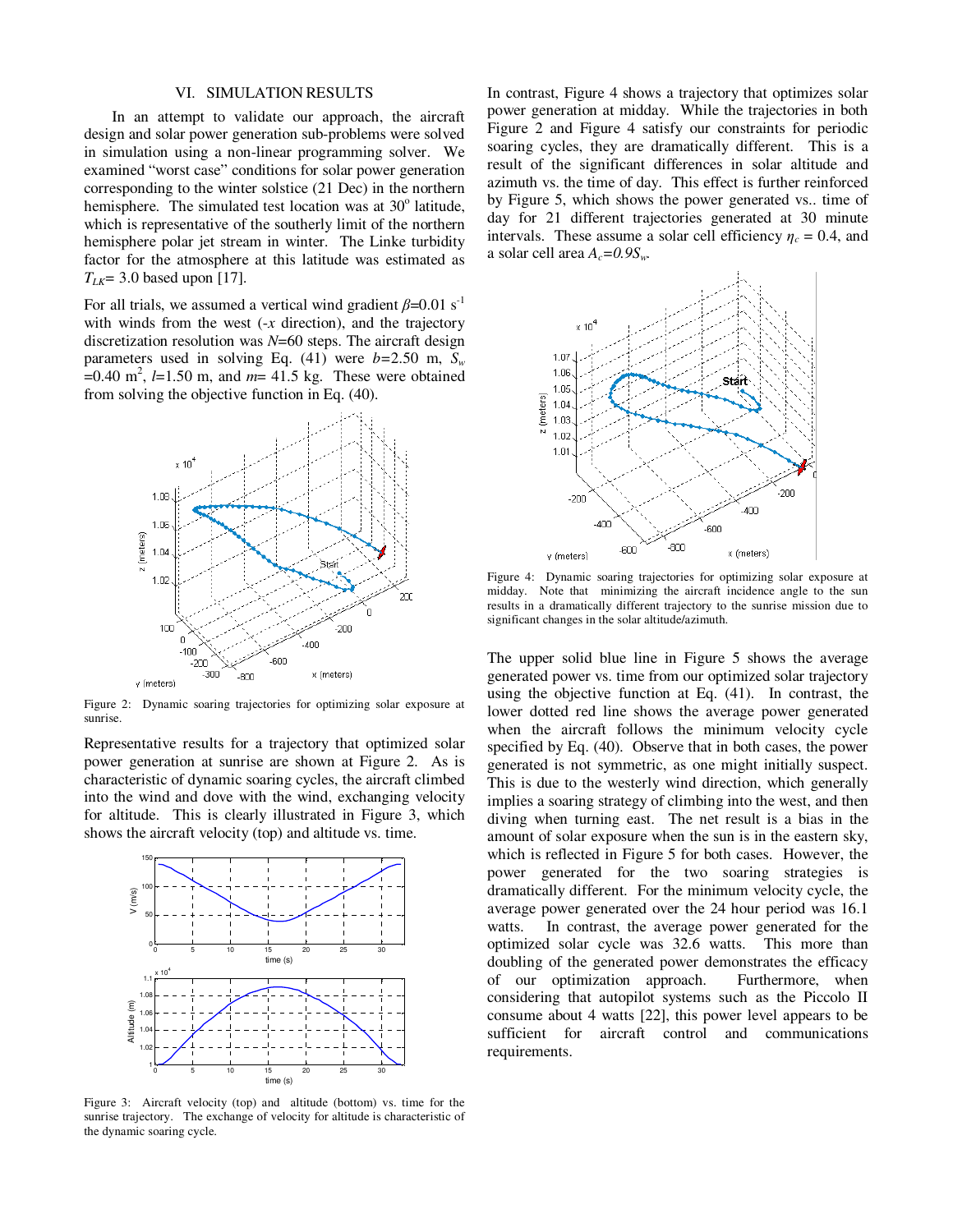## VI. SIMULATION RESULTS

In an attempt to validate our approach, the aircraft design and solar power generation sub-problems were solved in simulation using a non-linear programming solver. We examined "worst case" conditions for solar power generation corresponding to the northern hemisphere winter solstice (21 Dec) in the northern hemisphere. The simulated test location was at 30° latitude, which is representative of the southerly limit of the northern hemisphere polar jet stream in winter. The Linke turbidity factor for the atmosphere at this latitude was estimated as $T_{LK}$= 3.0 based upon [17].

For all trials, we assumed a vertical wind gradient $\beta$=0.01 s$^{-1}$ with winds from the west (-$x$ direction), and the trajectory discretization resolution was $N$=60 steps. The aircraft design parameters used in solving Eq. (41) were $b$=2.50 m, $S_w$ =0.40 m$^2$, $l$=1.50 m, and $m$= 41.5 kg. These were obtained from solving the objective function in Eq. (40).

Figure 2: Dynamic soaring trajectories for optimizing solar exposure at sunrise.

Representative results for a trajectory that optimized solar power generation at sunrise are shown at Figure 2. As is characteristic of dynamic soaring cycles, the aircraft climbed into the wind and dove with the wind, exchanging velocity for altitude. This is clearly illustrated in Figure 3, which shows the aircraft velocity (top) and altitude vs. time.

Figure 3: Aircraft velocity (top) and altitude (bottom) vs. time for the sunrise trajectory. The exchange of velocity for altitude is characteristic of the dynamic soaring cycle.

In contrast, Figure 4 shows a trajectory that optimizes solar power generation at midday. While the trajectories in both Figure 2 and Figure 4 satisfy our constraints for periodic soaring cycles, they are dramatically different. This is a result of the significant differences in solar altitude and azimuth vs. the time of day. This effect is further reinforced by Figure 5, which shows the power generated vs.. time of day for 21 different trajectories generated at 30 minute intervals. These assume a solar cell efficiency $\eta_c$ = 0.4, and a solar cell area $A_c=0.9S_w$.

Figure 4: Dynamic soaring trajectories for optimizing solar exposure at midday. Note that minimizing the aircraft incidence angle to the sun results in a dramatically different trajectory to the sunrise mission due to significant changes in the solar altitude/azimuth.

The upper solid blue line in Figure 5 shows the average generated power vs. time from our optimized solar trajectory using the objective function at Eq. (41). In contrast, the lower dotted red line shows the average power generated when the aircraft follows the minimum velocity cycle specified by Eq. (40). Observe that in both cases, the power generated is not symmetric, as one might initially suspect. This is due to the westerly wind direction, which generally implies a soaring strategy of climbing into the west, and then diving when turning east. The net result is a bias in the amount of solar exposure when the sun is in the eastern sky, which is reflected in Figure 5 for both cases. However, the power generated for the two soaring strategies is dramatically different. For the minimum velocity cycle, the average power generated over the 24 hour period was 16.1 watts. In contrast, the average power generated for the optimized solar cycle was 32.6 watts. This more than doubling of the generated power demonstrates the efficacy of our optimization approach. Furthermore, when considering that autopilot systems such as the Piccolo II consume about 4 watts [22], this power level appears to be sufficient for aircraft control and communications requirements.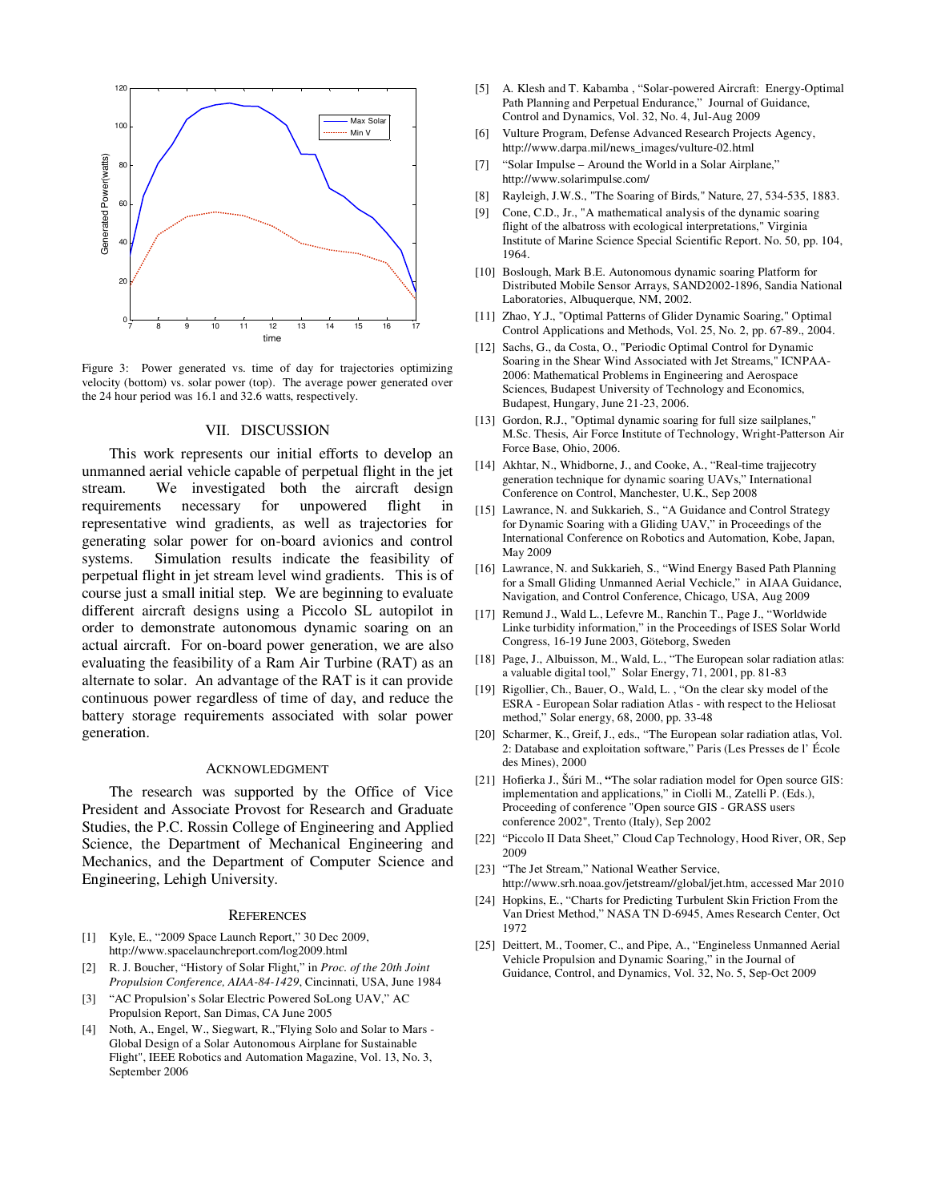120
100
80
60
40
20
0
Generated Power(watts)
7 8 9 10 11 12 13 14 15 16 17
time
Max Solar
Min V

Figure 3: Power generated vs. time of day for trajectories optimizing velocity (bottom) vs. solar power (top). The average power generated over the 24 hour period was 16.1 and 32.6 watts, respectively.

## VII. DISCUSSION

This work represents our initial efforts to develop an unmanned aerial vehicle capable of perpetual flight in the jet stream. We investigated both the aircraft design requirements necessary for unpowered flight in representative wind gradients, as well as trajectories for generating solar power for on-board avionics and control systems. Simulation results indicate the feasibility of perpetual flight in jet stream level wind gradients. This is of course just a small initial step. We are beginning to evaluate different aircraft designs using a Piccolo SL autopilot in order to demonstrate autonomous dynamic soaring on an actual aircraft. For on-board power generation, we are also evaluating the feasibility of a Ram Air Turbine (RAT) as an alternate to solar. An advantage of the RAT is it can provide continuous power regardless of time of day, and reduce the battery storage requirements associated with solar power generation.

## ACKNOWLEDGMENT

The research was supported by the Office of Vice President and Associate Provost for Research and Graduate Studies, the P.C. Rossin College of Engineering and Applied Science, the Department of Mechanical Engineering and Mechanics, and the Department of Computer Science and Engineering, Lehigh University.

## REFERENCES

[1] Kyle, E., "2009 Space Launch Report," 30 Dec 2009, http://www.spacelaunchreport.com/log2009.html

[2] R. J. Boucher, "History of Solar Flight," in *Proc. of the 20th Joint Propulsion Conference, AIAA-84-1429*, Cincinnati, USA, June 1984

[3] "AC Propulsion's Solar Electric Powered SoLong UAV," AC Propulsion Report, San Dimas, CA June 2005

[4] Noth, A., Engel, W., Siegwart, R.,"Flying Solo and Solar to Mars - Global Design of a Solar Autonomous Airplane for Sustainable Flight", IEEE Robotics and Automation Magazine, Vol. 13, No. 3, September 2006

[5] A. Klesh and T. Kabamba , "Solar-powered Aircraft: Energy-Optimal Path Planning and Perpetual Endurance," Journal of Guidance, Control and Dynamics, Vol. 32, No. 4, Jul-Aug 2009

[6] Vulture Program, Defense Advanced Research Projects Agency, http://www.darpa.mil/news_images/vulture-02.html

[7] "Solar Impulse – Around the World in a Solar Airplane," http://www.solarimpulse.com/

[8] Rayleigh, J.W.S., "The Soaring of Birds," Nature, 27, 534-535, 1883.

[9] Cone, C.D., Jr., "A mathematical analysis of the dynamic soaring flight of the albatross with ecological interpretations," Virginia Institute of Marine Science Special Scientific Report. No. 50, pp. 104, 1964.

[10] Boslough, Mark B.E. Autonomous dynamic soaring Platform for Distributed Mobile Sensor Arrays, SAND2002-1896, Sandia National Laboratories, Albuquerque, NM, 2002.

[11] Zhao, Y.J., "Optimal Patterns of Glider Dynamic Soaring," Optimal Control Applications and Methods, Vol. 25, No. 2, pp. 67-89., 2004.

[12] Sachs, G., da Costa, O., "Periodic Optimal Control for Dynamic Soaring in the Shear Wind Associated with Jet Streams," ICNPAA-2006: Mathematical Problems in Engineering and Aerospace Sciences, Budapest University of Technology and Economics, Budapest, Hungary, June 21-23, 2006.

[13] Gordon, R.J., "Optimal dynamic soaring for full size sailplanes," M.Sc. Thesis, Air Force Institute of Technology, Wright-Patterson Air Force Base, Ohio, 2006.

[14] Akhtar, N., Whidborne, J., and Cooke, A., "Real-time trajjecotry generation technique for dynamic soaring UAVs," International Conference on Control, Manchester, U.K., Sep 2008

[15] Lawrance, N. and Sukkarieh, S., "A Guidance and Control Strategy for Dynamic Soaring with a Gliding UAV," in Proceedings of the International Conference on Robotics and Automation, Kobe, Japan, May 2009

[16] Lawrance, N. and Sukkarieh, S., "Wind Energy Based Path Planning for a Small Gliding Unmanned Aerial Vechicle," in AIAA Guidance, Navigation, and Control Conference, Chicago, USA, Aug 2009

[17] Remund J., Wald L., Lefevre M., Ranchin T., Page J., "Worldwide Linke turbidity information," in the Proceedings of ISES Solar World Congress, 16-19 June 2003, Göteborg, Sweden

[18] Page, J., Albuisson, M., Wald, L., "The European solar radiation atlas: a valuable digital tool," Solar Energy, 71, 2001, pp. 81-83

[19] Rigollier, Ch., Bauer, O., Wald, L. , "On the clear sky model of the ESRA - European Solar radiation Atlas - with respect to the Heliosat method," Solar energy, 68, 2000, pp. 33-48

[20] Scharmer, K., Greif, J., eds., "The European solar radiation atlas, Vol. 2: Database and exploitation software," Paris (Les Presses de l' École des Mines), 2000

[21] Hofierka J., Šúri M., **"**The solar radiation model for Open source GIS: implementation and applications," in Ciolli M., Zatelli P. (Eds.), Proceeding of conference "Open source GIS - GRASS users conference 2002", Trento (Italy), Sep 2002

[22] "Piccolo II Data Sheet," Cloud Cap Technology, Hood River, OR, Sep 2009

[23] "The Jet Stream," National Weather Service, http://www.srh.noaa.gov/jetstream//global/jet.htm, accessed Mar 2010

[24] Hopkins, E., "Charts for Predicting Turbulent Skin Friction From the Van Driest Method," NASA TN D-6945, Ames Research Center, Oct 1972

[25] Deittert, M., Toomer, C., and Pipe, A., "Engineless Unmanned Aerial Vehicle Propulsion and Dynamic Soaring," in the Journal of Guidance, Control, and Dynamics, Vol. 32, No. 5, Sep-Oct 2009